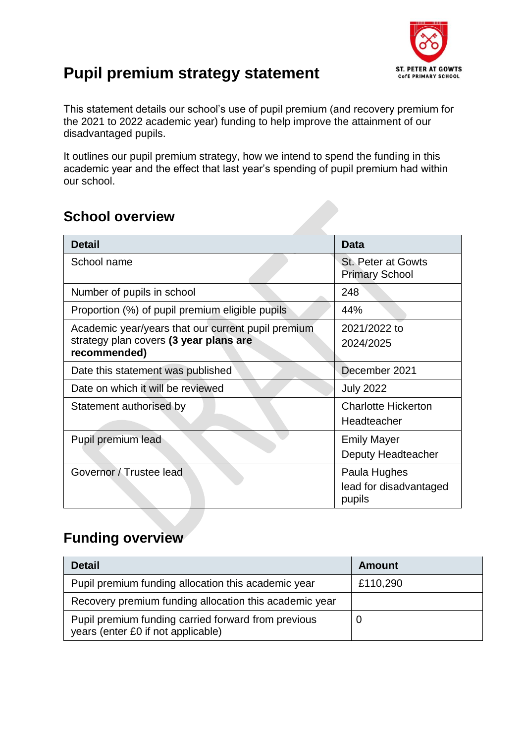# Pupil premium strategy statement

This statement details our school's use of pupil premium (and recovery premium for the 2021 to 2022 academic year) funding to help improve the attainment of our disadvantaged pupils.

It outlines our pupil premium strategy, how we intend to spend the funding in this academic year and the effect that last year's spending of pupil premium had within our school.

## School overview

| Detail | Data |
|---|---|
| School name | St. Peter at Gowts Primary School |
| Number of pupils in school | 248 |
| Proportion (%) of pupil premium eligible pupils | 44% |
| Academic year/years that our current pupil premium strategy plan covers **(3 year plans are recommended)** | 2021/2022 to 2024/2025 |
| Date this statement was published | December 2021 |
| Date on which it will be reviewed | July 2022 |
| Statement authorised by | Charlotte Hickerton Headteacher |
| Pupil premium lead | Emily Mayer Deputy Headteacher |
| Governor / Trustee lead | Paula Hughes lead for disadvantaged pupils |

## Funding overview

| Detail | Amount |
|---|---|
| Pupil premium funding allocation this academic year | £110,290 |
| Recovery premium funding allocation this academic year | |
| Pupil premium funding carried forward from previous years (enter £0 if not applicable) | 0 |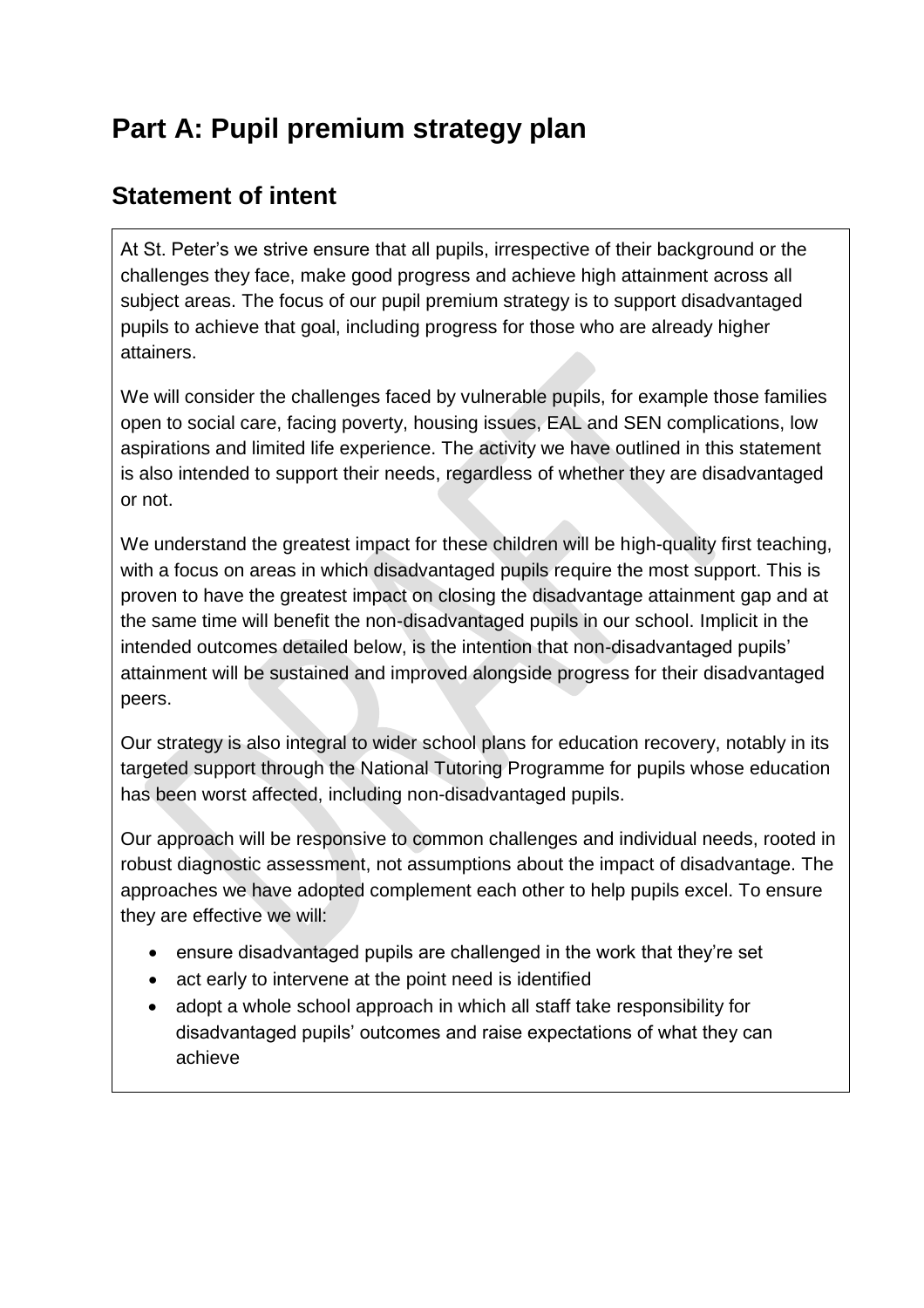# Part A: Pupil premium strategy plan

## Statement of intent

At St. Peter's we strive ensure that all pupils, irrespective of their background or the challenges they face, make good progress and achieve high attainment across all subject areas. The focus of our pupil premium strategy is to support disadvantaged pupils to achieve that goal, including progress for those who are already higher attainers.

We will consider the challenges faced by vulnerable pupils, for example those families open to social care, facing poverty, housing issues, EAL and SEN complications, low aspirations and limited life experience. The activity we have outlined in this statement is also intended to support their needs, regardless of whether they are disadvantaged or not.

We understand the greatest impact for these children will be high-quality first teaching, with a focus on areas in which disadvantaged pupils require the most support. This is proven to have the greatest impact on closing the disadvantage attainment gap and at the same time will benefit the non-disadvantaged pupils in our school. Implicit in the intended outcomes detailed below, is the intention that non-disadvantaged pupils' attainment will be sustained and improved alongside progress for their disadvantaged peers.

Our strategy is also integral to wider school plans for education recovery, notably in its targeted support through the National Tutoring Programme for pupils whose education has been worst affected, including non-disadvantaged pupils.

Our approach will be responsive to common challenges and individual needs, rooted in robust diagnostic assessment, not assumptions about the impact of disadvantage. The approaches we have adopted complement each other to help pupils excel. To ensure they are effective we will:

- ensure disadvantaged pupils are challenged in the work that they're set
- act early to intervene at the point need is identified
- adopt a whole school approach in which all staff take responsibility for disadvantaged pupils' outcomes and raise expectations of what they can achieve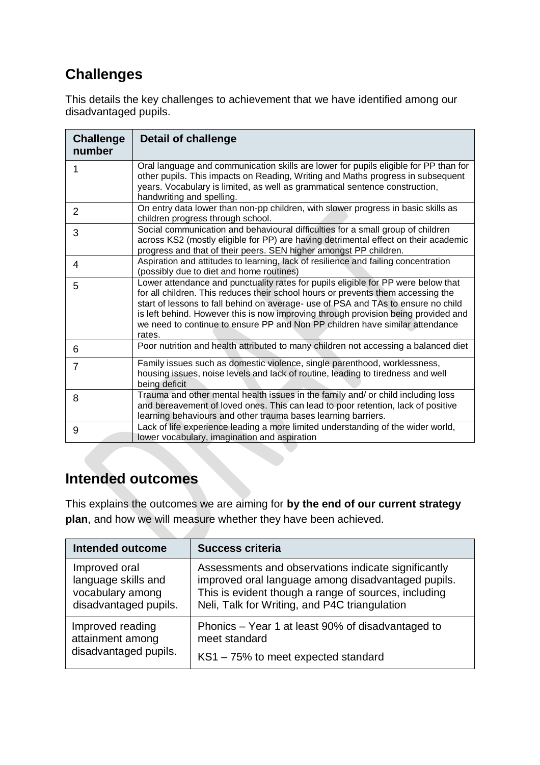## Challenges

This details the key challenges to achievement that we have identified among our disadvantaged pupils.

| Challenge number | Detail of challenge |
|---|---|
| 1 | Oral language and communication skills are lower for pupils eligible for PP than for other pupils. This impacts on Reading, Writing and Maths progress in subsequent years. Vocabulary is limited, as well as grammatical sentence construction, handwriting and spelling. |
| 2 | On entry data lower than non-pp children, with slower progress in basic skills as children progress through school. |
| 3 | Social communication and behavioural difficulties for a small group of children across KS2 (mostly eligible for PP) are having detrimental effect on their academic progress and that of their peers. SEN higher amongst PP children. |
| 4 | Aspiration and attitudes to learning, lack of resilience and failing concentration (possibly due to diet and home routines) |
| 5 | Lower attendance and punctuality rates for pupils eligible for PP were below that for all children. This reduces their school hours or prevents them accessing the start of lessons to fall behind on average- use of PSA and TAs to ensure no child is left behind. However this is now improving through provision being provided and we need to continue to ensure PP and Non PP children have similar attendance rates. |
| 6 | Poor nutrition and health attributed to many children not accessing a balanced diet |
| 7 | Family issues such as domestic violence, single parenthood, worklessness, housing issues, noise levels and lack of routine, leading to tiredness and well being deficit |
| 8 | Trauma and other mental health issues in the family and/ or child including loss and bereavement of loved ones. This can lead to poor retention, lack of positive learning behaviours and other trauma bases learning barriers. |
| 9 | Lack of life experience leading a more limited understanding of the wider world, lower vocabulary, imagination and aspiration |

## Intended outcomes

This explains the outcomes we are aiming for **by the end of our current strategy plan**, and how we will measure whether they have been achieved.

| Intended outcome | Success criteria |
|---|---|
| Improved oral language skills and vocabulary among disadvantaged pupils. | Assessments and observations indicate significantly improved oral language among disadvantaged pupils. This is evident though a range of sources, including Neli, Talk for Writing, and P4C triangulation |
| Improved reading attainment among disadvantaged pupils. | Phonics – Year 1 at least 90% of disadvantaged to meet standard<br>KS1 – 75% to meet expected standard |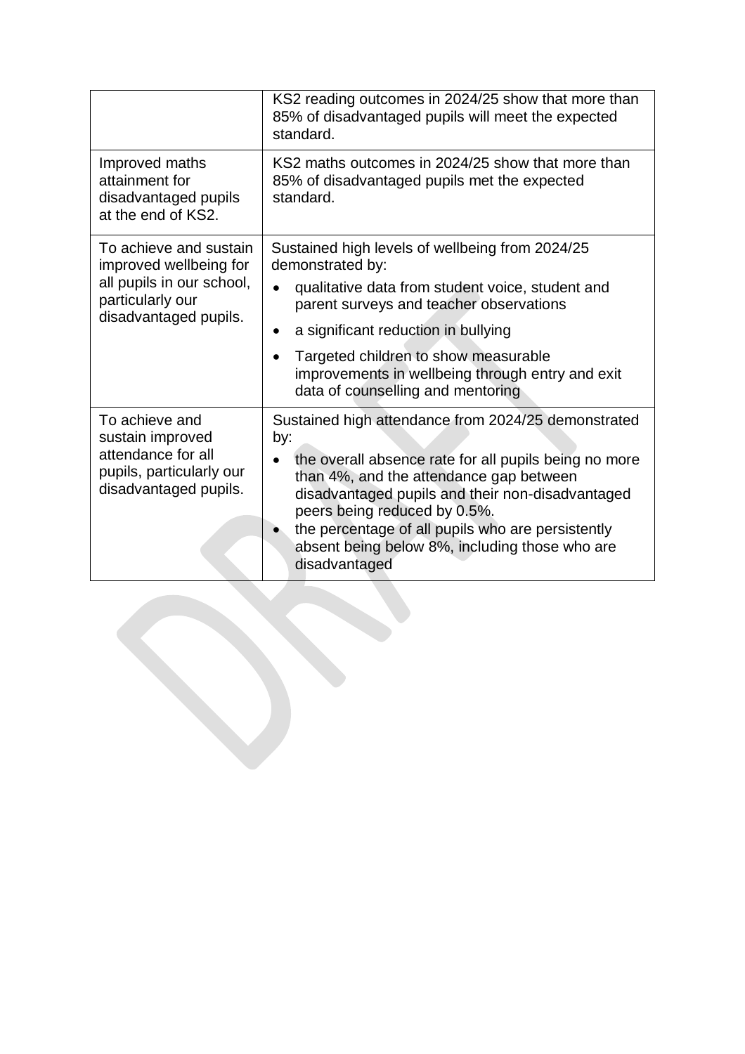| | |
|---|---|
| | KS2 reading outcomes in 2024/25 show that more than 85% of disadvantaged pupils will meet the expected standard. |
| Improved maths attainment for disadvantaged pupils at the end of KS2. | KS2 maths outcomes in 2024/25 show that more than 85% of disadvantaged pupils met the expected standard. |
| To achieve and sustain improved wellbeing for all pupils in our school, particularly our disadvantaged pupils. | Sustained high levels of wellbeing from 2024/25 demonstrated by:<br>• qualitative data from student voice, student and parent surveys and teacher observations<br>• a significant reduction in bullying<br>• Targeted children to show measurable improvements in wellbeing through entry and exit data of counselling and mentoring |
| To achieve and sustain improved attendance for all pupils, particularly our disadvantaged pupils. | Sustained high attendance from 2024/25 demonstrated by:<br>• the overall absence rate for all pupils being no more than 4%, and the attendance gap between disadvantaged pupils and their non-disadvantaged peers being reduced by 0.5%.<br>• the percentage of all pupils who are persistently absent being below 8%, including those who are disadvantaged |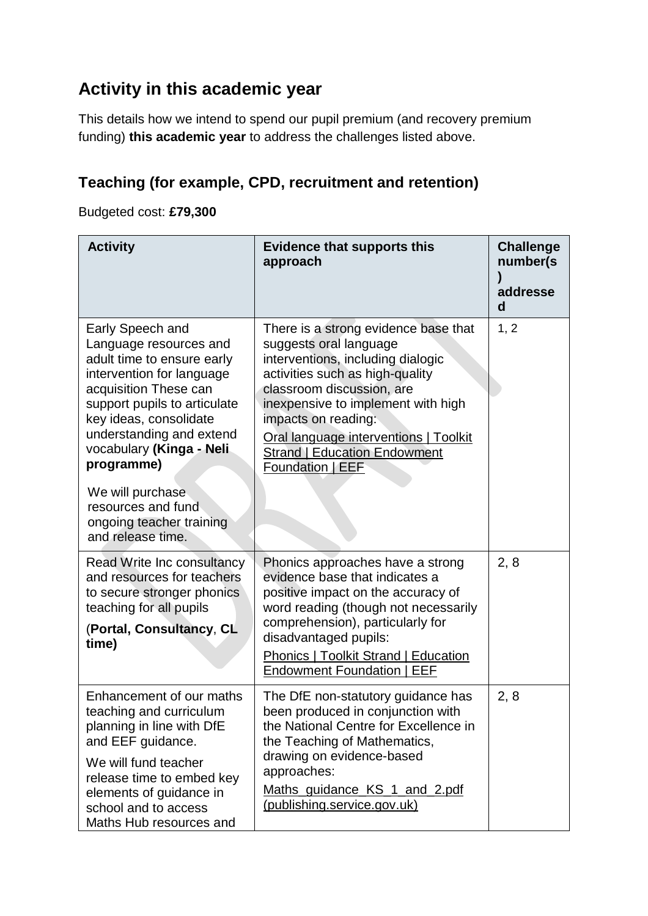## Activity in this academic year

This details how we intend to spend our pupil premium (and recovery premium funding) **this academic year** to address the challenges listed above.

### Teaching (for example, CPD, recruitment and retention)

Budgeted cost: **£79,300**

| Activity | Evidence that supports this approach | Challenge number(s) addressed |
|---|---|---|
| Early Speech and Language resources and adult time to ensure early intervention for language acquisition These can support pupils to articulate key ideas, consolidate understanding and extend vocabulary **(Kinga - Neli programme)**<br><br>We will purchase resources and fund ongoing teacher training and release time. | There is a strong evidence base that suggests oral language interventions, including dialogic activities such as high-quality classroom discussion, are inexpensive to implement with high impacts on reading:<br>Oral language interventions \| Toolkit Strand \| Education Endowment Foundation \| EEF | 1, 2 |
| Read Write Inc consultancy and resources for teachers to secure stronger phonics teaching for all pupils<br>(**Portal, Consultancy**, **CL time)** | Phonics approaches have a strong evidence base that indicates a positive impact on the accuracy of word reading (though not necessarily comprehension), particularly for disadvantaged pupils:<br>Phonics \| Toolkit Strand \| Education Endowment Foundation \| EEF | 2, 8 |
| Enhancement of our maths teaching and curriculum planning in line with DfE and EEF guidance.<br><br>We will fund teacher release time to embed key elements of guidance in school and to access Maths Hub resources and | The DfE non-statutory guidance has been produced in conjunction with the National Centre for Excellence in the Teaching of Mathematics, drawing on evidence-based approaches:<br>Maths_guidance_KS_1_and_2.pdf (publishing.service.gov.uk) | 2, 8 |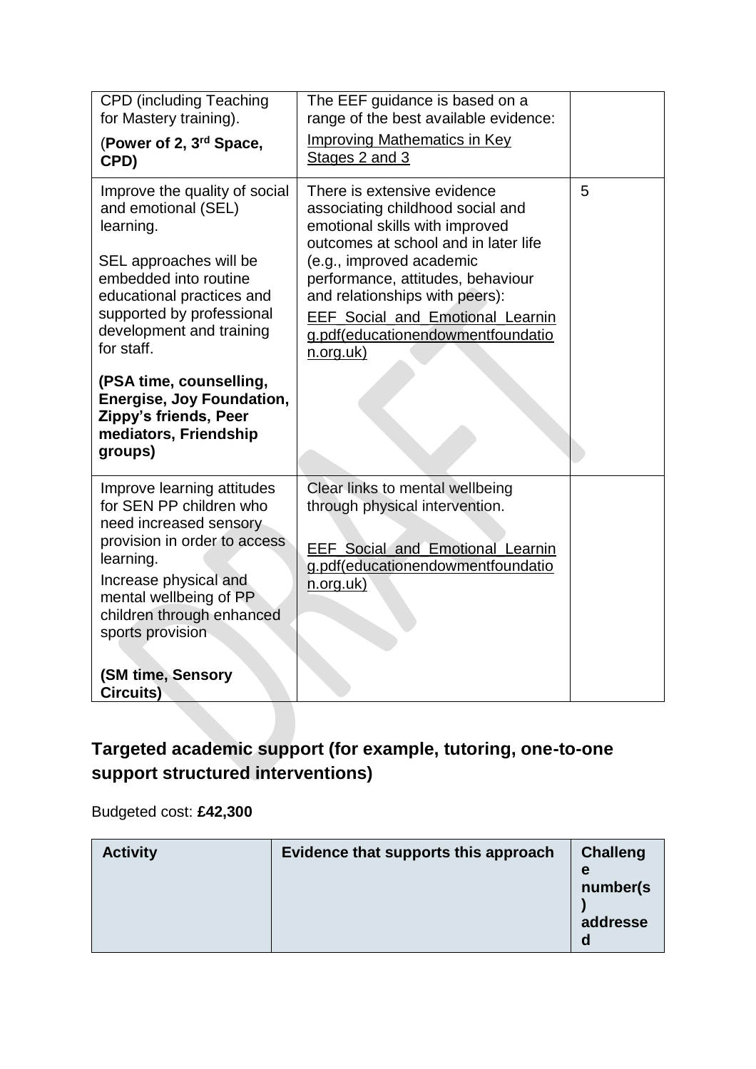| | | |
|---|---|---|
| CPD (including Teaching for Mastery training).<br><br>(**Power of 2, 3rd Space, CPD)** | The EEF guidance is based on a range of the best available evidence:<br><br>Improving Mathematics in Key Stages 2 and 3 | |
| Improve the quality of social and emotional (SEL) learning.<br><br>SEL approaches will be embedded into routine educational practices and supported by professional development and training for staff.<br><br>**(PSA time, counselling, Energise, Joy Foundation, Zippy's friends, Peer mediators, Friendship groups)** | There is extensive evidence associating childhood social and emotional skills with improved outcomes at school and in later life (e.g., improved academic performance, attitudes, behaviour and relationships with peers):<br><br>EEF_Social_and_Emotional_Learning.pdf(educationendowmentfoundation.org.uk) | 5 |
| Improve learning attitudes for SEN PP children who need increased sensory provision in order to access learning.<br><br>Increase physical and mental wellbeing of PP children through enhanced sports provision<br><br>**(SM time, Sensory Circuits)** | Clear links to mental wellbeing through physical intervention.<br><br>EEF_Social_and_Emotional_Learning.pdf(educationendowmentfoundation.org.uk) | |

## Targeted academic support (for example, tutoring, one-to-one support structured interventions)

Budgeted cost: **£42,300**

| Activity | Evidence that supports this approach | Challenge number(s) addressed |
|---|---|---|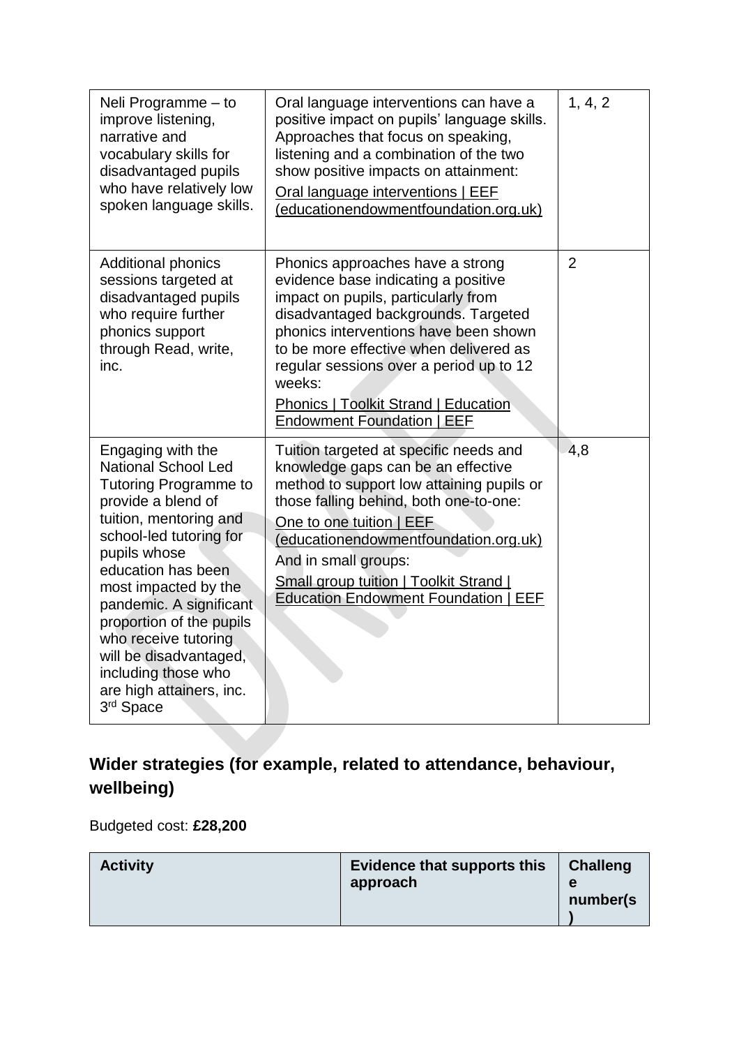| Neli Programme – to improve listening, narrative and vocabulary skills for disadvantaged pupils who have relatively low spoken language skills. | Oral language interventions can have a positive impact on pupils' language skills. Approaches that focus on speaking, listening and a combination of the two show positive impacts on attainment: Oral language interventions \| EEF (educationendowmentfoundation.org.uk) | 1, 4, 2 |
|---|---|---|
| Additional phonics sessions targeted at disadvantaged pupils who require further phonics support through Read, write, inc. | Phonics approaches have a strong evidence base indicating a positive impact on pupils, particularly from disadvantaged backgrounds. Targeted phonics interventions have been shown to be more effective when delivered as regular sessions over a period up to 12 weeks: Phonics \| Toolkit Strand \| Education Endowment Foundation \| EEF | 2 |
| Engaging with the National School Led Tutoring Programme to provide a blend of tuition, mentoring and school-led tutoring for pupils whose education has been most impacted by the pandemic. A significant proportion of the pupils who receive tutoring will be disadvantaged, including those who are high attainers, inc. 3rd Space | Tuition targeted at specific needs and knowledge gaps can be an effective method to support low attaining pupils or those falling behind, both one-to-one: One to one tuition \| EEF (educationendowmentfoundation.org.uk) And in small groups: Small group tuition \| Toolkit Strand \| Education Endowment Foundation \| EEF | 4,8 |

## Wider strategies (for example, related to attendance, behaviour, wellbeing)

Budgeted cost: **£28,200**

| Activity | Evidence that supports this approach | Challenge number(s) |
|---|---|---|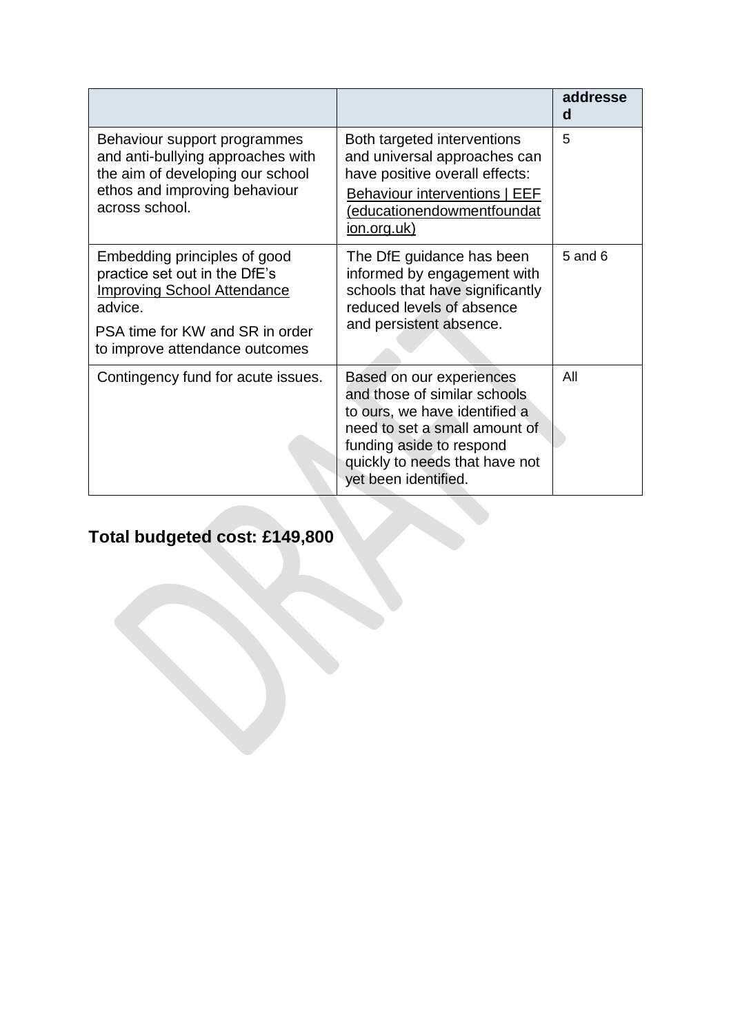| | | addressed |
|---|---|---|
| Behaviour support programmes and anti-bullying approaches with the aim of developing our school ethos and improving behaviour across school. | Both targeted interventions and universal approaches can have positive overall effects: Behaviour interventions \| EEF (educationendowmentfoundation.org.uk) | 5 |
| Embedding principles of good practice set out in the DfE's Improving School Attendance advice. PSA time for KW and SR in order to improve attendance outcomes | The DfE guidance has been informed by engagement with schools that have significantly reduced levels of absence and persistent absence. | 5 and 6 |
| Contingency fund for acute issues. | Based on our experiences and those of similar schools to ours, we have identified a need to set a small amount of funding aside to respond quickly to needs that have not yet been identified. | All |

**Total budgeted cost: £149,800**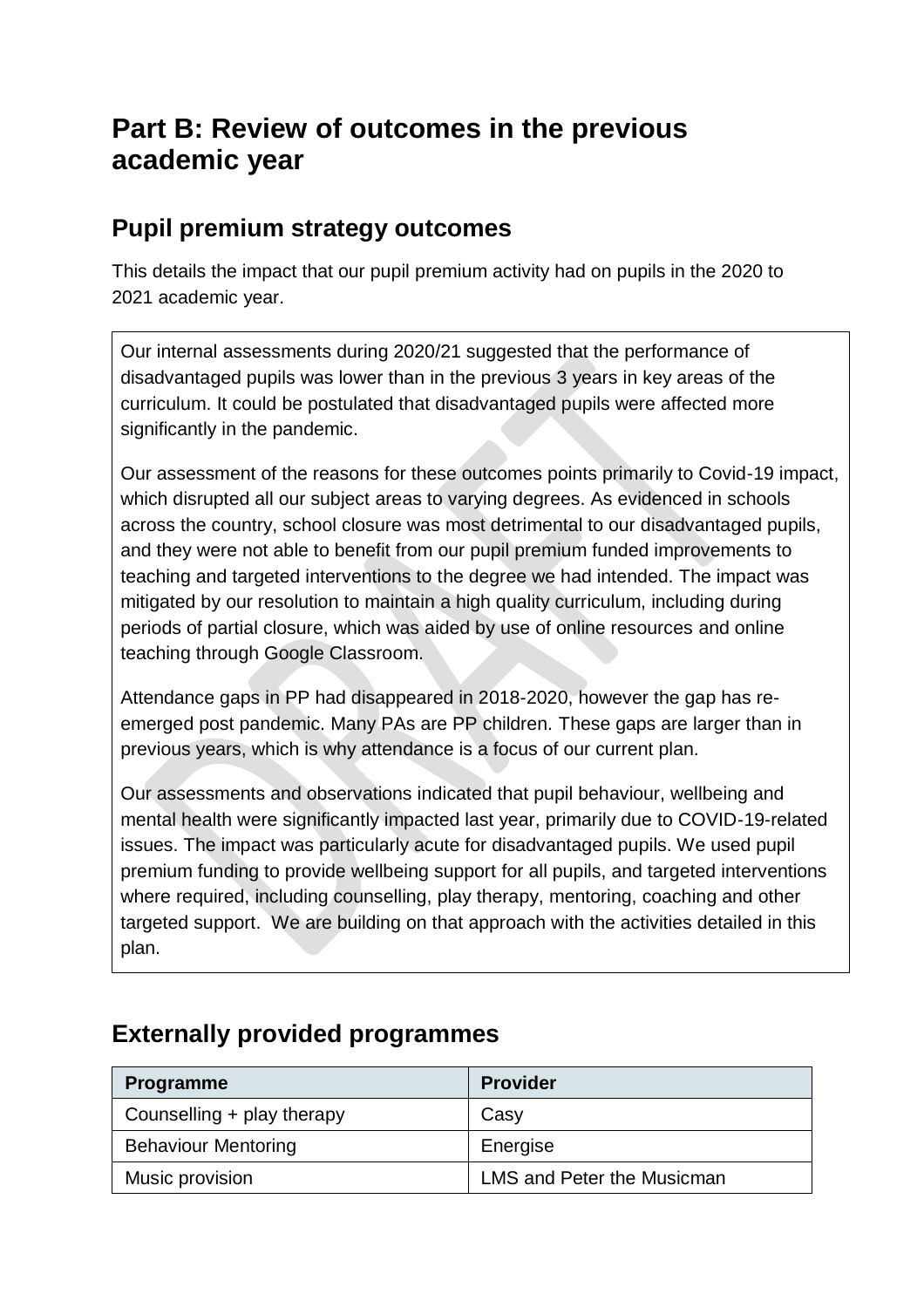# Part B: Review of outcomes in the previous academic year

## Pupil premium strategy outcomes

This details the impact that our pupil premium activity had on pupils in the 2020 to 2021 academic year.

Our internal assessments during 2020/21 suggested that the performance of disadvantaged pupils was lower than in the previous 3 years in key areas of the curriculum. It could be postulated that disadvantaged pupils were affected more significantly in the pandemic.

Our assessment of the reasons for these outcomes points primarily to Covid-19 impact, which disrupted all our subject areas to varying degrees. As evidenced in schools across the country, school closure was most detrimental to our disadvantaged pupils, and they were not able to benefit from our pupil premium funded improvements to teaching and targeted interventions to the degree we had intended. The impact was mitigated by our resolution to maintain a high quality curriculum, including during periods of partial closure, which was aided by use of online resources and online teaching through Google Classroom.

Attendance gaps in PP had disappeared in 2018-2020, however the gap has re-emerged post pandemic. Many PAs are PP children. These gaps are larger than in previous years, which is why attendance is a focus of our current plan.

Our assessments and observations indicated that pupil behaviour, wellbeing and mental health were significantly impacted last year, primarily due to COVID-19-related issues. The impact was particularly acute for disadvantaged pupils. We used pupil premium funding to provide wellbeing support for all pupils, and targeted interventions where required, including counselling, play therapy, mentoring, coaching and other targeted support. We are building on that approach with the activities detailed in this plan.

## Externally provided programmes

| Programme | Provider |
|---|---|
| Counselling + play therapy | Casy |
| Behaviour Mentoring | Energise |
| Music provision | LMS and Peter the Musicman |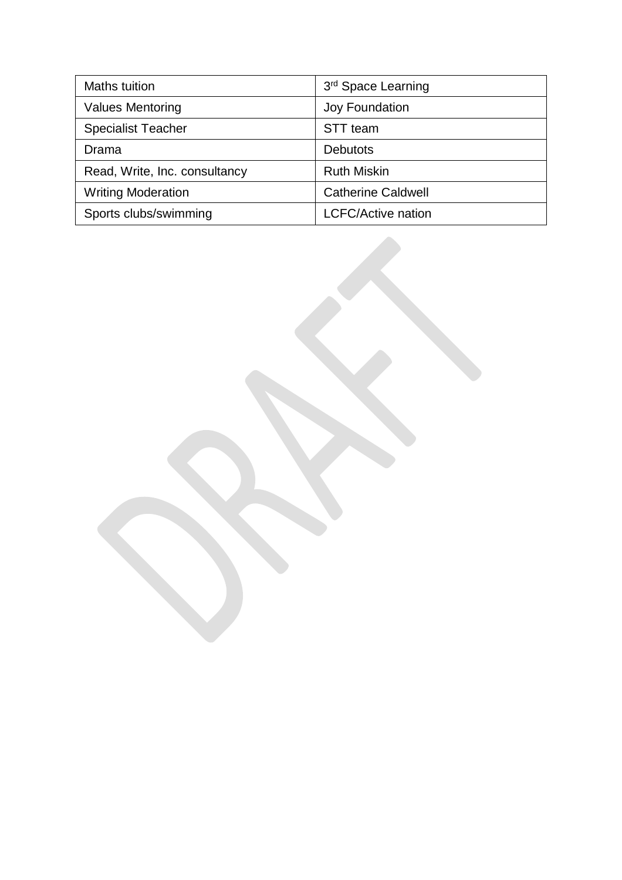| Maths tuition | 3rd Space Learning |
|---|---|
| Values Mentoring | Joy Foundation |
| Specialist Teacher | STT team |
| Drama | Debutots |
| Read, Write, Inc. consultancy | Ruth Miskin |
| Writing Moderation | Catherine Caldwell |
| Sports clubs/swimming | LCFC/Active nation |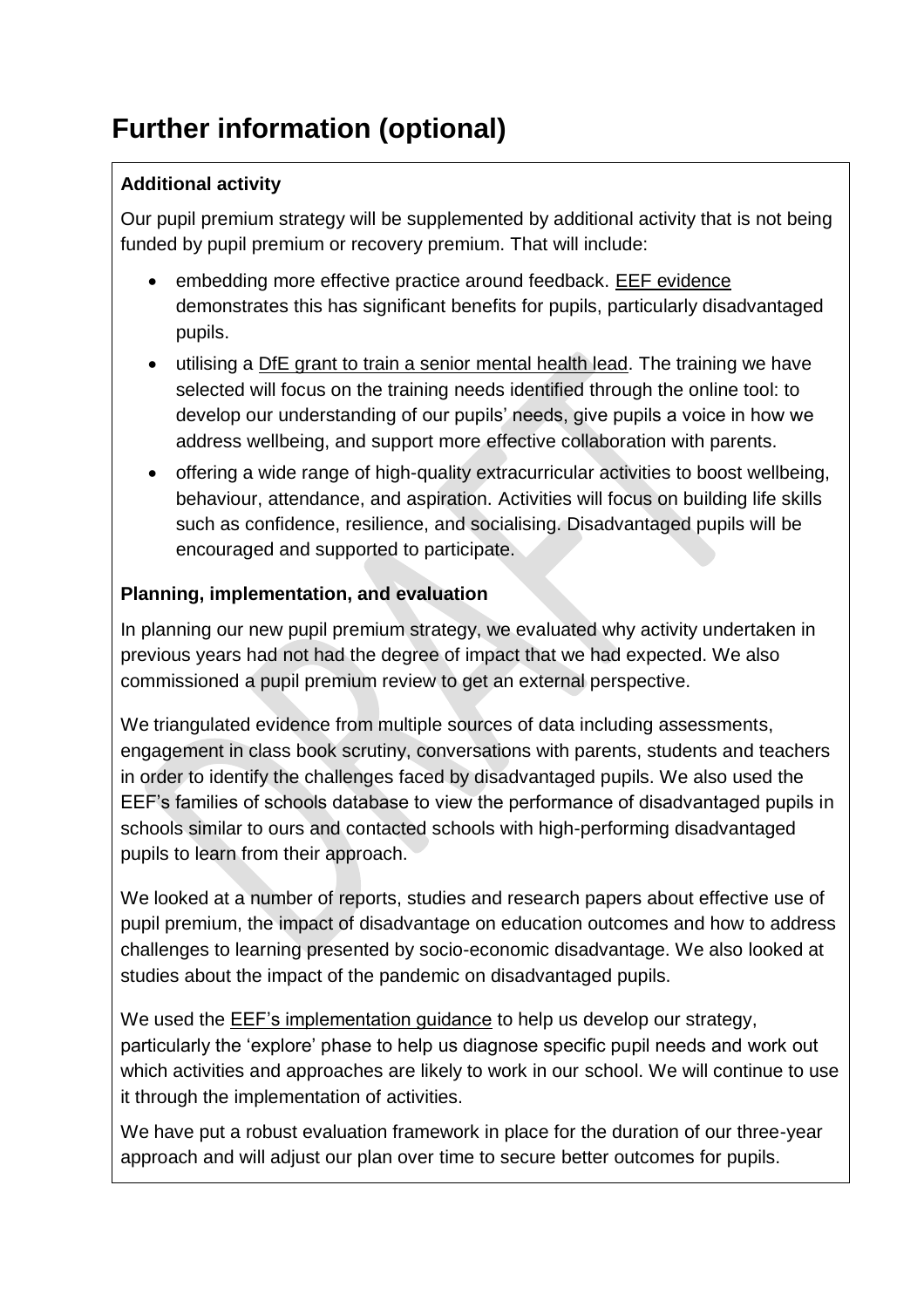# Further information (optional)

**Additional activity**

Our pupil premium strategy will be supplemented by additional activity that is not being funded by pupil premium or recovery premium. That will include:

- embedding more effective practice around feedback. EEF evidence demonstrates this has significant benefits for pupils, particularly disadvantaged pupils.
- utilising a DfE grant to train a senior mental health lead. The training we have selected will focus on the training needs identified through the online tool: to develop our understanding of our pupils' needs, give pupils a voice in how we address wellbeing, and support more effective collaboration with parents.
- offering a wide range of high-quality extracurricular activities to boost wellbeing, behaviour, attendance, and aspiration. Activities will focus on building life skills such as confidence, resilience, and socialising. Disadvantaged pupils will be encouraged and supported to participate.

**Planning, implementation, and evaluation**

In planning our new pupil premium strategy, we evaluated why activity undertaken in previous years had not had the degree of impact that we had expected. We also commissioned a pupil premium review to get an external perspective.

We triangulated evidence from multiple sources of data including assessments, engagement in class book scrutiny, conversations with parents, students and teachers in order to identify the challenges faced by disadvantaged pupils. We also used the EEF's families of schools database to view the performance of disadvantaged pupils in schools similar to ours and contacted schools with high-performing disadvantaged pupils to learn from their approach.

We looked at a number of reports, studies and research papers about effective use of pupil premium, the impact of disadvantage on education outcomes and how to address challenges to learning presented by socio-economic disadvantage. We also looked at studies about the impact of the pandemic on disadvantaged pupils.

We used the EEF's implementation guidance to help us develop our strategy, particularly the 'explore' phase to help us diagnose specific pupil needs and work out which activities and approaches are likely to work in our school. We will continue to use it through the implementation of activities.

We have put a robust evaluation framework in place for the duration of our three-year approach and will adjust our plan over time to secure better outcomes for pupils.